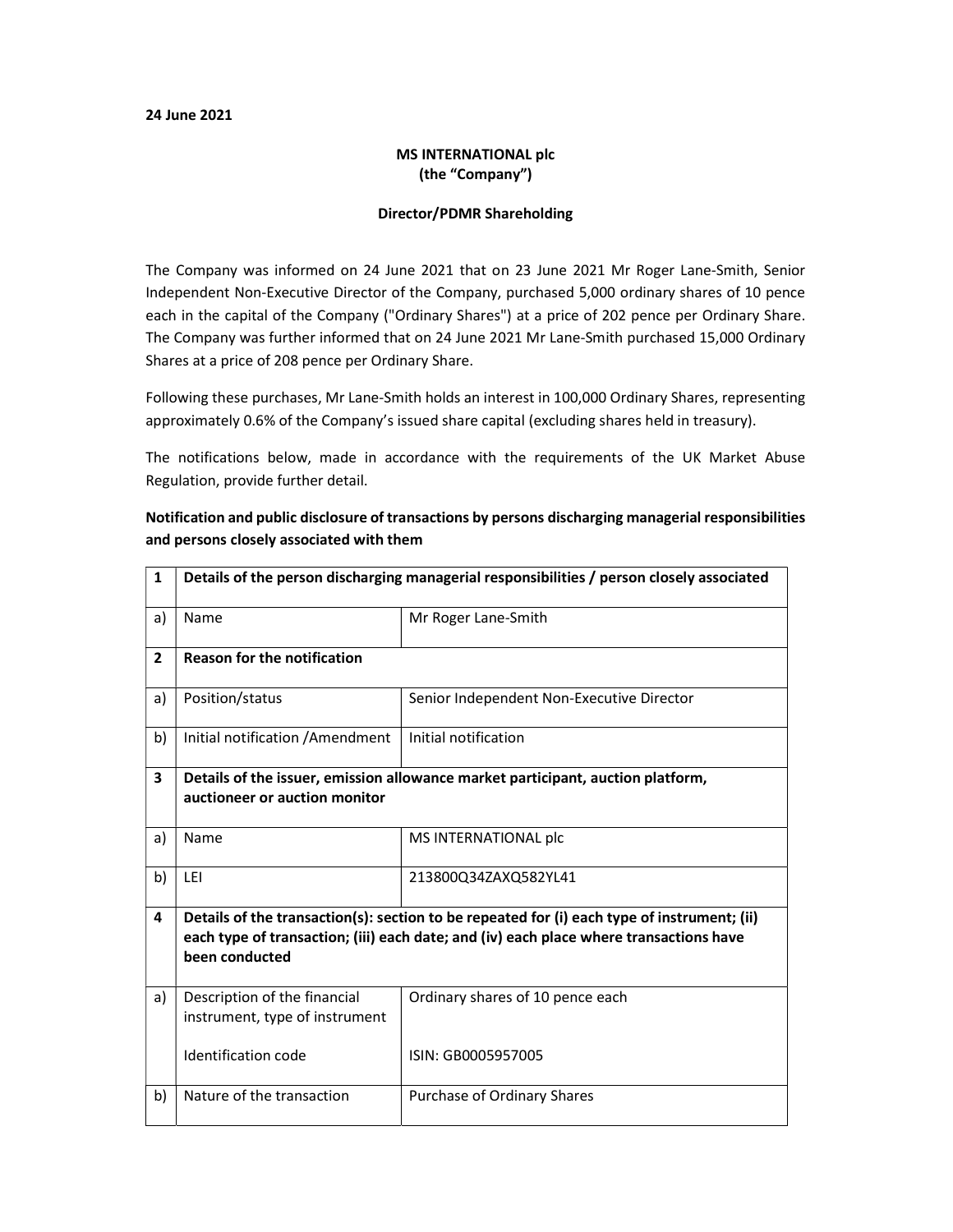**24 June 2021**

**MS INTERNATIONAL plc**
**(the "Company")**

**Director/PDMR Shareholding**

The Company was informed on 24 June 2021 that on 23 June 2021 Mr Roger Lane-Smith, Senior Independent Non-Executive Director of the Company, purchased 5,000 ordinary shares of 10 pence each in the capital of the Company ("Ordinary Shares") at a price of 202 pence per Ordinary Share. The Company was further informed that on 24 June 2021 Mr Lane-Smith purchased 15,000 Ordinary Shares at a price of 208 pence per Ordinary Share.

Following these purchases, Mr Lane-Smith holds an interest in 100,000 Ordinary Shares, representing approximately 0.6% of the Company's issued share capital (excluding shares held in treasury).

The notifications below, made in accordance with the requirements of the UK Market Abuse Regulation, provide further detail.

**Notification and public disclosure of transactions by persons discharging managerial responsibilities and persons closely associated with them**

| 1 | **Details of the person discharging managerial responsibilities / person closely associated** | |
|---|---|---|
| a) | Name | Mr Roger Lane-Smith |
| **2** | **Reason for the notification** | |
| a) | Position/status | Senior Independent Non-Executive Director |
| b) | Initial notification /Amendment | Initial notification |
| **3** | **Details of the issuer, emission allowance market participant, auction platform, auctioneer or auction monitor** | |
| a) | Name | MS INTERNATIONAL plc |
| b) | LEI | 213800Q34ZAXQ582YL41 |
| **4** | **Details of the transaction(s): section to be repeated for (i) each type of instrument; (ii) each type of transaction; (iii) each date; and (iv) each place where transactions have been conducted** | |
| a) | Description of the financial instrument, type of instrument<br><br>Identification code | Ordinary shares of 10 pence each<br><br>ISIN: GB0005957005 |
| b) | Nature of the transaction | Purchase of Ordinary Shares |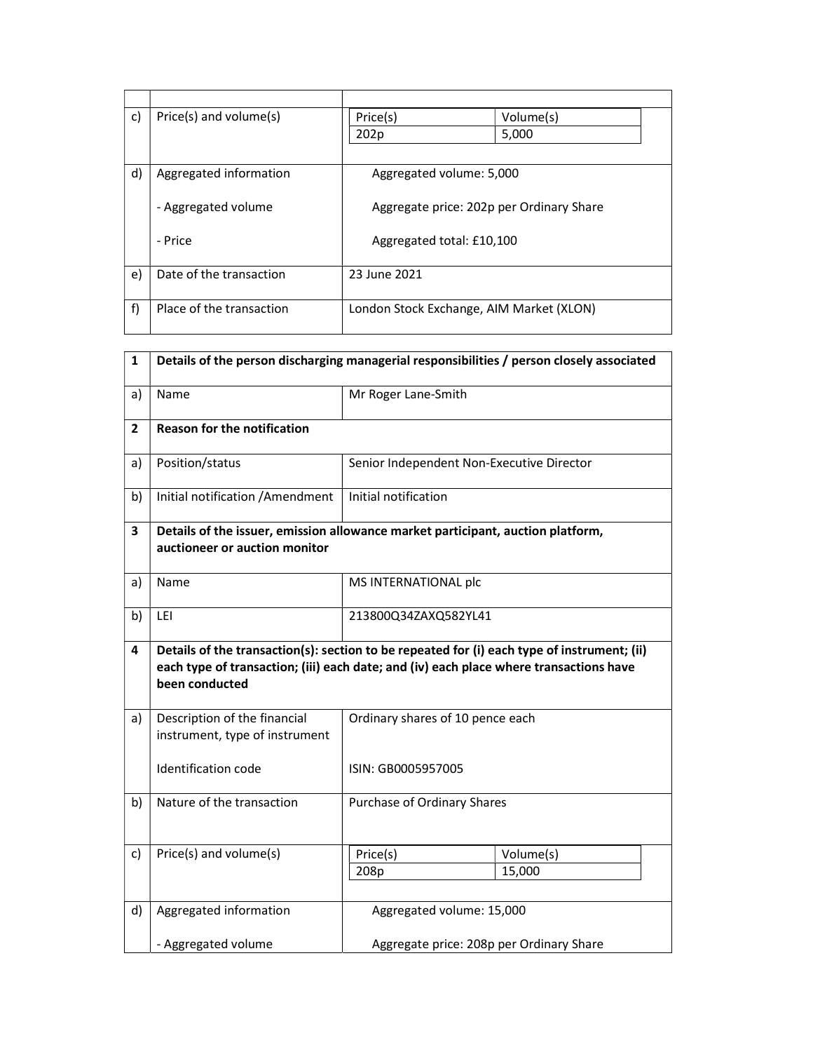| | | |
|---|---|---|
| | | |
| c) | Price(s) and volume(s) | Price(s): 202p / Volume(s): 5,000 |
| d) | Aggregated information<br><br>- Aggregated volume<br><br>- Price | Aggregated volume: 5,000<br><br>Aggregate price: 202p per Ordinary Share<br><br>Aggregated total: £10,100 |
| e) | Date of the transaction | 23 June 2021 |
| f) | Place of the transaction | London Stock Exchange, AIM Market (XLON) |

| | | |
|---|---|---|
| **1** | **Details of the person discharging managerial responsibilities / person closely associated** | |
| a) | Name | Mr Roger Lane-Smith |
| **2** | **Reason for the notification** | |
| a) | Position/status | Senior Independent Non-Executive Director |
| b) | Initial notification /Amendment | Initial notification |
| **3** | **Details of the issuer, emission allowance market participant, auction platform, auctioneer or auction monitor** | |
| a) | Name | MS INTERNATIONAL plc |
| b) | LEI | 213800Q34ZAXQ582YL41 |
| **4** | **Details of the transaction(s): section to be repeated for (i) each type of instrument; (ii) each type of transaction; (iii) each date; and (iv) each place where transactions have been conducted** | |
| a) | Description of the financial instrument, type of instrument<br><br>Identification code | Ordinary shares of 10 pence each<br><br>ISIN: GB0005957005 |
| b) | Nature of the transaction | Purchase of Ordinary Shares |
| c) | Price(s) and volume(s) | Price(s): 208p / Volume(s): 15,000 |
| d) | Aggregated information<br><br>- Aggregated volume | Aggregated volume: 15,000<br><br>Aggregate price: 208p per Ordinary Share |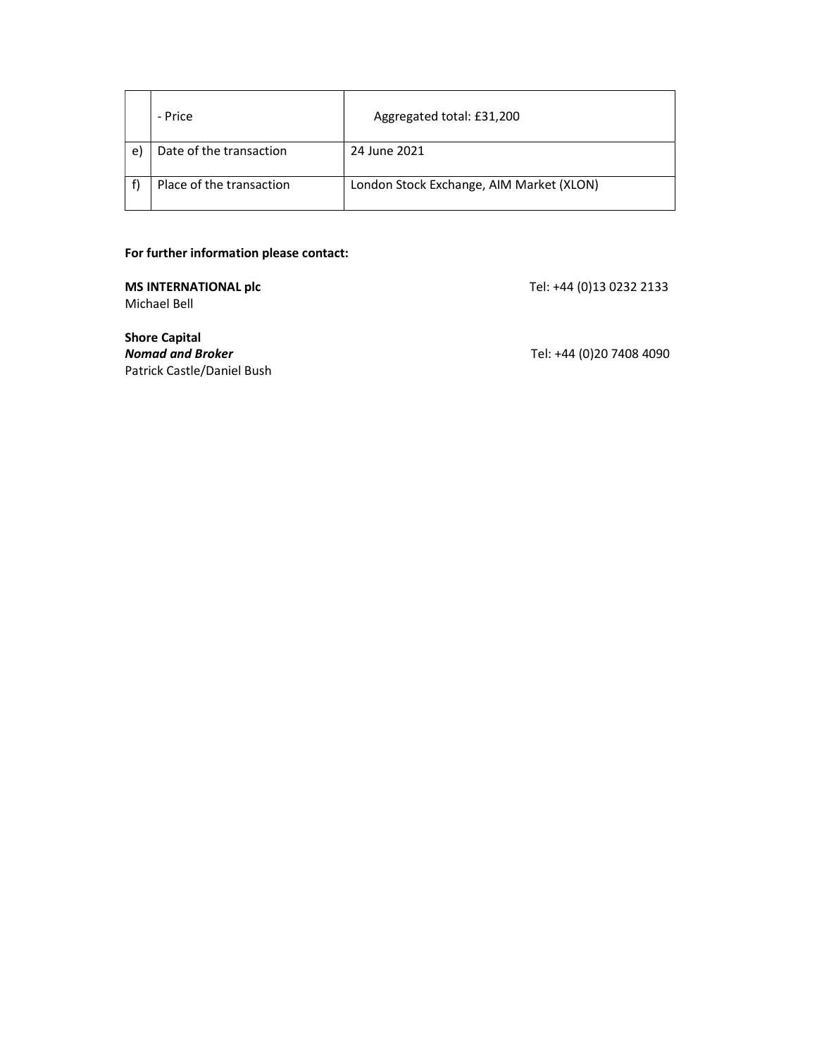| | | |
|---|---|---|
| | - Price | Aggregated total: £31,200 |
| e) | Date of the transaction | 24 June 2021 |
| f) | Place of the transaction | London Stock Exchange, AIM Market (XLON) |

**For further information please contact:**

**MS INTERNATIONAL plc**
Michael Bell
Tel: +44 (0)13 0232 2133

**Shore Capital**
***Nomad and Broker***
Patrick Castle/Daniel Bush
Tel: +44 (0)20 7408 4090